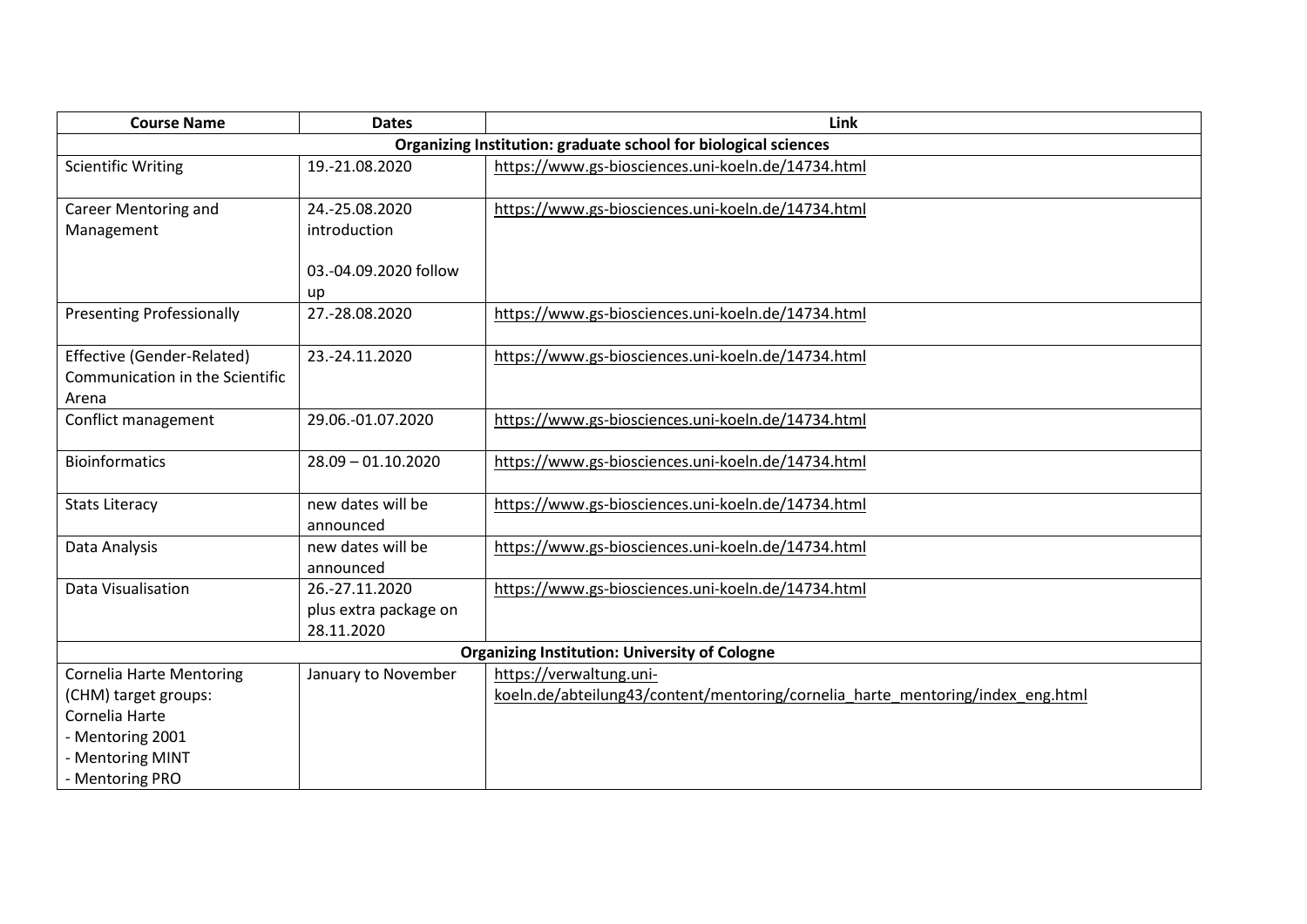| Course Name | Dates | Link |
|---|---|---|
| **Organizing Institution: graduate school for biological sciences** | | |
| Scientific Writing | 19.-21.08.2020 | https://www.gs-biosciences.uni-koeln.de/14734.html |
| Career Mentoring and Management | 24.-25.08.2020 introduction<br><br>03.-04.09.2020 follow up | https://www.gs-biosciences.uni-koeln.de/14734.html |
| Presenting Professionally | 27.-28.08.2020 | https://www.gs-biosciences.uni-koeln.de/14734.html |
| Effective (Gender-Related) Communication in the Scientific Arena | 23.-24.11.2020 | https://www.gs-biosciences.uni-koeln.de/14734.html |
| Conflict management | 29.06.-01.07.2020 | https://www.gs-biosciences.uni-koeln.de/14734.html |
| Bioinformatics | 28.09 – 01.10.2020 | https://www.gs-biosciences.uni-koeln.de/14734.html |
| Stats Literacy | new dates will be announced | https://www.gs-biosciences.uni-koeln.de/14734.html |
| Data Analysis | new dates will be announced | https://www.gs-biosciences.uni-koeln.de/14734.html |
| Data Visualisation | 26.-27.11.2020 plus extra package on 28.11.2020 | https://www.gs-biosciences.uni-koeln.de/14734.html |
| **Organizing Institution: University of Cologne** | | |
| Cornelia Harte Mentoring (CHM) target groups:<br>Cornelia Harte<br>- Mentoring 2001<br>- Mentoring MINT<br>- Mentoring PRO | January to November | https://verwaltung.uni-koeln.de/abteilung43/content/mentoring/cornelia_harte_mentoring/index_eng.html |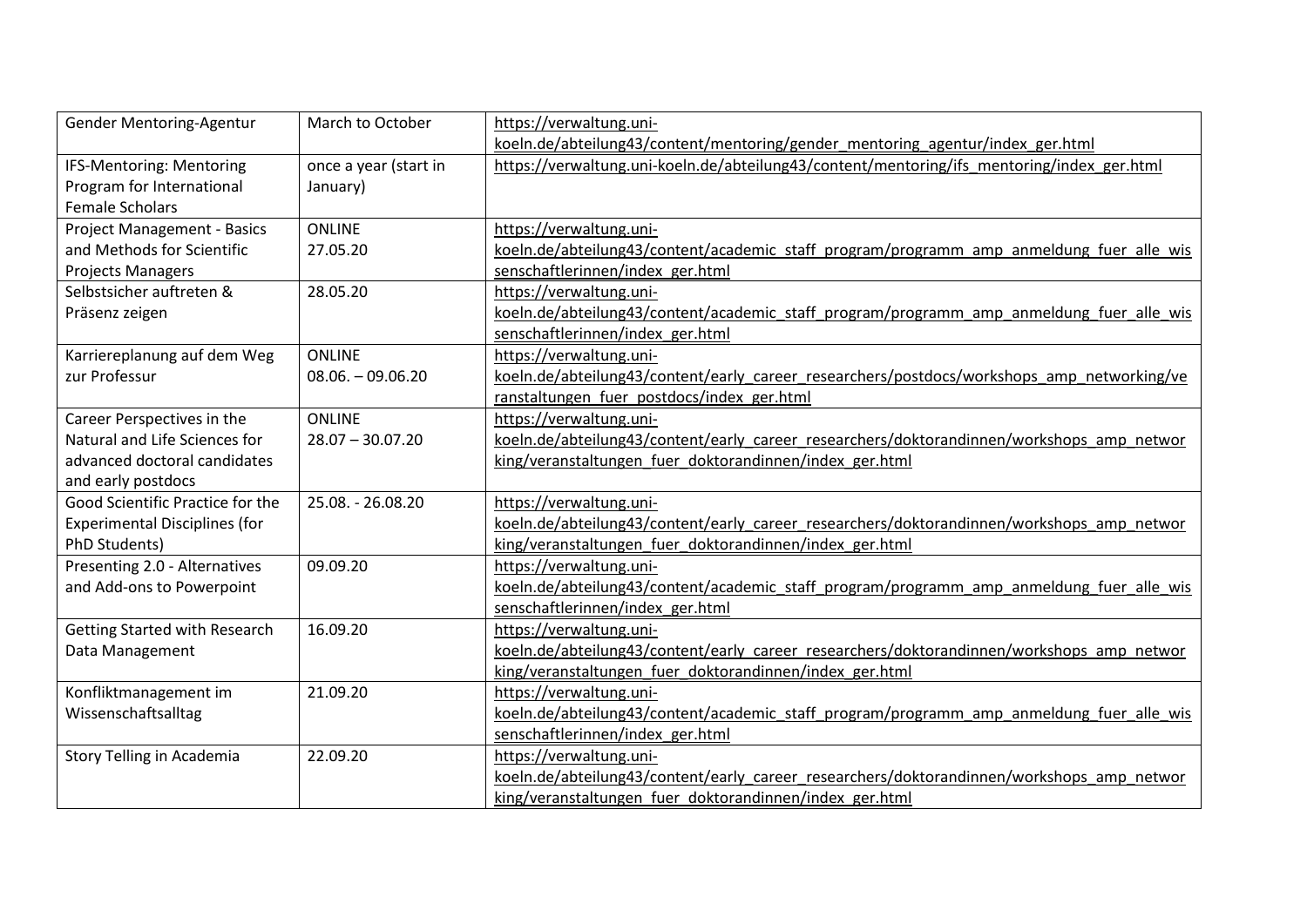| Gender Mentoring-Agentur | March to October | https://verwaltung.uni-koeln.de/abteilung43/content/mentoring/gender_mentoring_agentur/index_ger.html |
|---|---|---|
| IFS-Mentoring: Mentoring Program for International Female Scholars | once a year (start in January) | https://verwaltung.uni-koeln.de/abteilung43/content/mentoring/ifs_mentoring/index_ger.html |
| Project Management - Basics and Methods for Scientific Projects Managers | ONLINE 27.05.20 | https://verwaltung.uni-koeln.de/abteilung43/content/academic_staff_program/programm_amp_anmeldung_fuer_alle_wissenschaftlerinnen/index_ger.html |
| Selbstsicher auftreten & Präsenz zeigen | 28.05.20 | https://verwaltung.uni-koeln.de/abteilung43/content/academic_staff_program/programm_amp_anmeldung_fuer_alle_wissenschaftlerinnen/index_ger.html |
| Karriereplanung auf dem Weg zur Professur | ONLINE 08.06. – 09.06.20 | https://verwaltung.uni-koeln.de/abteilung43/content/early_career_researchers/postdocs/workshops_amp_networking/veranstaltungen_fuer_postdocs/index_ger.html |
| Career Perspectives in the Natural and Life Sciences for advanced doctoral candidates and early postdocs | ONLINE 28.07 – 30.07.20 | https://verwaltung.uni-koeln.de/abteilung43/content/early_career_researchers/doktorandinnen/workshops_amp_networking/veranstaltungen_fuer_doktorandinnen/index_ger.html |
| Good Scientific Practice for the Experimental Disciplines (for PhD Students) | 25.08. - 26.08.20 | https://verwaltung.uni-koeln.de/abteilung43/content/early_career_researchers/doktorandinnen/workshops_amp_networking/veranstaltungen_fuer_doktorandinnen/index_ger.html |
| Presenting 2.0 - Alternatives and Add-ons to Powerpoint | 09.09.20 | https://verwaltung.uni-koeln.de/abteilung43/content/academic_staff_program/programm_amp_anmeldung_fuer_alle_wissenschaftlerinnen/index_ger.html |
| Getting Started with Research Data Management | 16.09.20 | https://verwaltung.uni-koeln.de/abteilung43/content/early_career_researchers/doktorandinnen/workshops_amp_networking/veranstaltungen_fuer_doktorandinnen/index_ger.html |
| Konfliktmanagement im Wissenschaftsalltag | 21.09.20 | https://verwaltung.uni-koeln.de/abteilung43/content/academic_staff_program/programm_amp_anmeldung_fuer_alle_wissenschaftlerinnen/index_ger.html |
| Story Telling in Academia | 22.09.20 | https://verwaltung.uni-koeln.de/abteilung43/content/early_career_researchers/doktorandinnen/workshops_amp_networking/veranstaltungen_fuer_doktorandinnen/index_ger.html |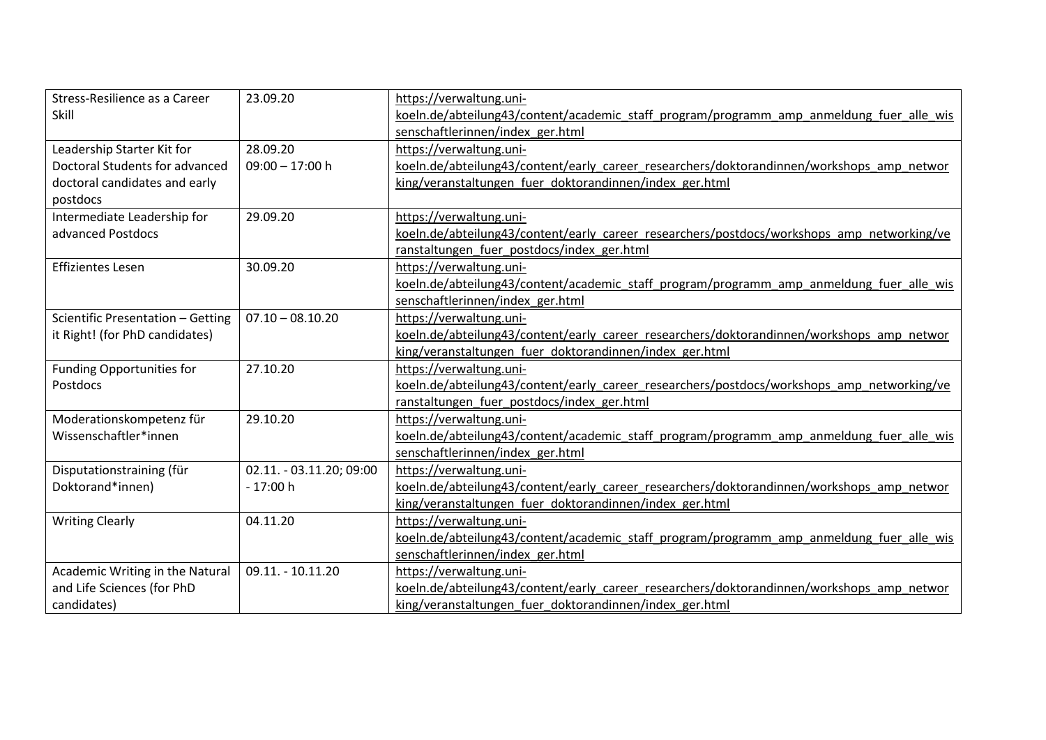| Stress-Resilience as a Career Skill | 23.09.20 | https://verwaltung.uni-koeln.de/abteilung43/content/academic_staff_program/programm_amp_anmeldung_fuer_alle_wissenschaftlerinnen/index_ger.html |
|---|---|---|
| Leadership Starter Kit for Doctoral Students for advanced doctoral candidates and early postdocs | 28.09.20 09:00 – 17:00 h | https://verwaltung.uni-koeln.de/abteilung43/content/early_career_researchers/doktorandinnen/workshops_amp_networking/veranstaltungen_fuer_doktorandinnen/index_ger.html |
| Intermediate Leadership for advanced Postdocs | 29.09.20 | https://verwaltung.uni-koeln.de/abteilung43/content/early_career_researchers/postdocs/workshops_amp_networking/veranstaltungen_fuer_postdocs/index_ger.html |
| Effizientes Lesen | 30.09.20 | https://verwaltung.uni-koeln.de/abteilung43/content/academic_staff_program/programm_amp_anmeldung_fuer_alle_wissenschaftlerinnen/index_ger.html |
| Scientific Presentation – Getting it Right! (for PhD candidates) | 07.10 – 08.10.20 | https://verwaltung.uni-koeln.de/abteilung43/content/early_career_researchers/doktorandinnen/workshops_amp_networking/veranstaltungen_fuer_doktorandinnen/index_ger.html |
| Funding Opportunities for Postdocs | 27.10.20 | https://verwaltung.uni-koeln.de/abteilung43/content/early_career_researchers/postdocs/workshops_amp_networking/veranstaltungen_fuer_postdocs/index_ger.html |
| Moderationskompetenz für Wissenschaftler*innen | 29.10.20 | https://verwaltung.uni-koeln.de/abteilung43/content/academic_staff_program/programm_amp_anmeldung_fuer_alle_wissenschaftlerinnen/index_ger.html |
| Disputationstraining (für Doktorand*innen) | 02.11. - 03.11.20; 09:00 - 17:00 h | https://verwaltung.uni-koeln.de/abteilung43/content/early_career_researchers/doktorandinnen/workshops_amp_networking/veranstaltungen_fuer_doktorandinnen/index_ger.html |
| Writing Clearly | 04.11.20 | https://verwaltung.uni-koeln.de/abteilung43/content/academic_staff_program/programm_amp_anmeldung_fuer_alle_wissenschaftlerinnen/index_ger.html |
| Academic Writing in the Natural and Life Sciences (for PhD candidates) | 09.11. - 10.11.20 | https://verwaltung.uni-koeln.de/abteilung43/content/early_career_researchers/doktorandinnen/workshops_amp_networking/veranstaltungen_fuer_doktorandinnen/index_ger.html |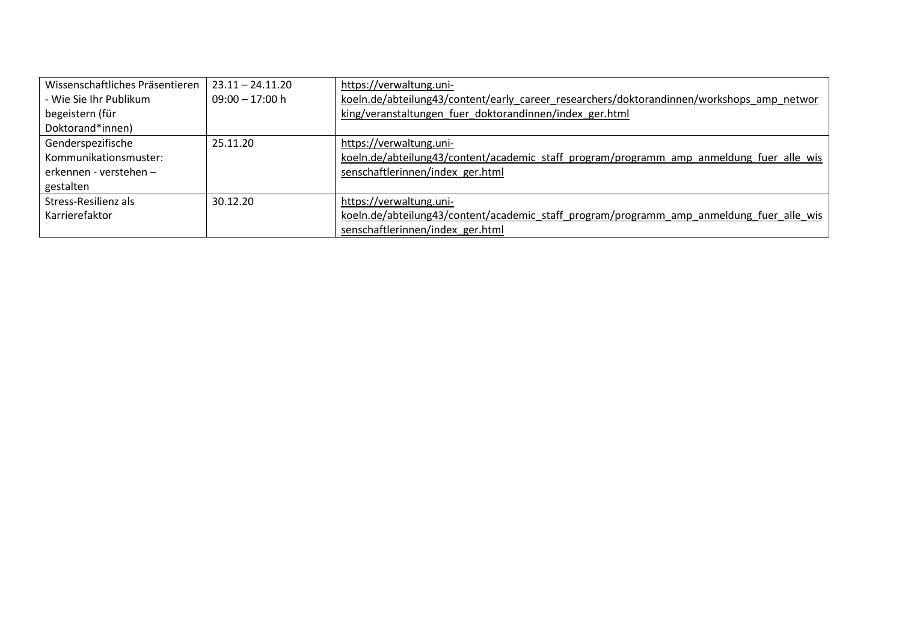| | | |
|---|---|---|
| Wissenschaftliches Präsentieren - Wie Sie Ihr Publikum begeistern (für Doktorand*innen) | 23.11 – 24.11.20 09:00 – 17:00 h | https://verwaltung.uni-koeln.de/abteilung43/content/early_career_researchers/doktorandinnen/workshops_amp_networking/veranstaltungen_fuer_doktorandinnen/index_ger.html |
| Genderspezifische Kommunikationsmuster: erkennen - verstehen – gestalten | 25.11.20 | https://verwaltung.uni-koeln.de/abteilung43/content/academic_staff_program/programm_amp_anmeldung_fuer_alle_wissenschaftlerinnen/index_ger.html |
| Stress-Resilienz als Karrierefaktor | 30.12.20 | https://verwaltung.uni-koeln.de/abteilung43/content/academic_staff_program/programm_amp_anmeldung_fuer_alle_wissenschaftlerinnen/index_ger.html |